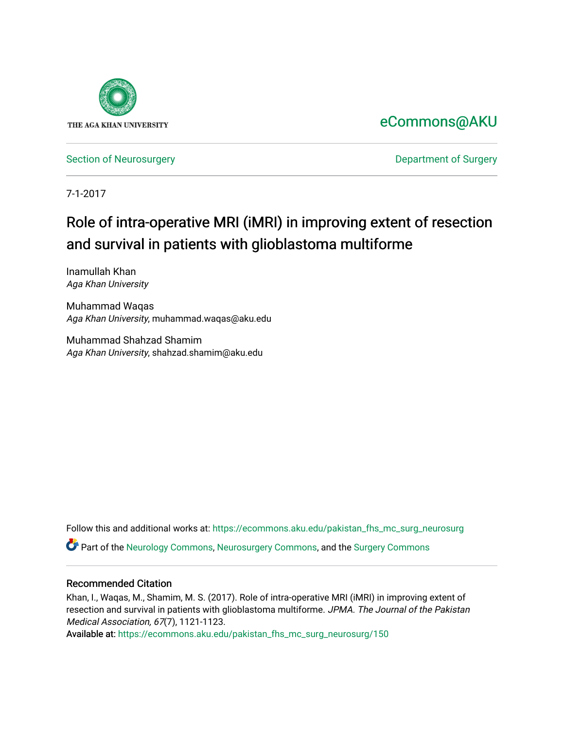THE AGA KHAN UNIVERSITY

eCommons@AKU

Section of Neurosurgery

Department of Surgery

7-1-2017

# Role of intra-operative MRI (iMRI) in improving extent of resection and survival in patients with glioblastoma multiforme

Inamullah Khan
*Aga Khan University*

Muhammad Waqas
*Aga Khan University*, muhammad.waqas@aku.edu

Muhammad Shahzad Shamim
*Aga Khan University*, shahzad.shamim@aku.edu

Follow this and additional works at: https://ecommons.aku.edu/pakistan_fhs_mc_surg_neurosurg

Part of the Neurology Commons, Neurosurgery Commons, and the Surgery Commons

## Recommended Citation

Khan, I., Waqas, M., Shamim, M. S. (2017). Role of intra-operative MRI (iMRI) in improving extent of resection and survival in patients with glioblastoma multiforme. *JPMA. The Journal of the Pakistan Medical Association, 67*(7), 1121-1123.
Available at: https://ecommons.aku.edu/pakistan_fhs_mc_surg_neurosurg/150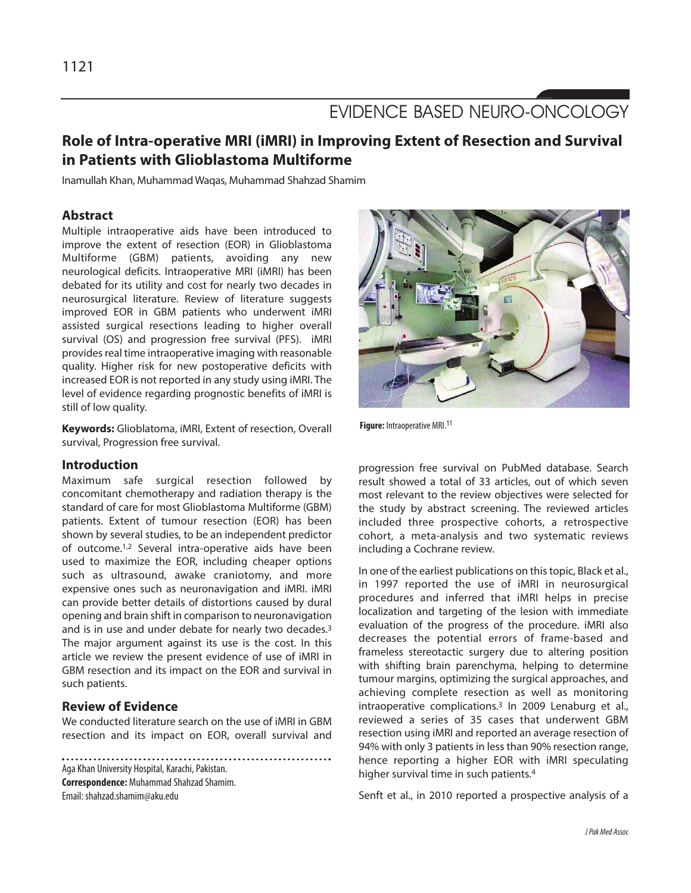# EVIDENCE BASED NEURO-ONCOLOGY

## Role of Intra-operative MRI (iMRI) in Improving Extent of Resection and Survival in Patients with Glioblastoma Multiforme

Inamullah Khan, Muhammad Waqas, Muhammad Shahzad Shamim

### Abstract

Multiple intraoperative aids have been introduced to improve the extent of resection (EOR) in Glioblastoma Multiforme (GBM) patients, avoiding any new neurological deficits. Intraoperative MRI (iMRI) has been debated for its utility and cost for nearly two decades in neurosurgical literature. Review of literature suggests improved EOR in GBM patients who underwent iMRI assisted surgical resections leading to higher overall survival (OS) and progression free survival (PFS). iMRI provides real time intraoperative imaging with reasonable quality. Higher risk for new postoperative deficits with increased EOR is not reported in any study using iMRI. The level of evidence regarding prognostic benefits of iMRI is still of low quality.

**Keywords:** Glioblatoma, iMRI, Extent of resection, Overall survival, Progression free survival.

### Introduction

Maximum safe surgical resection followed by concomitant chemotherapy and radiation therapy is the standard of care for most Glioblastoma Multiforme (GBM) patients. Extent of tumour resection (EOR) has been shown by several studies, to be an independent predictor of outcome.[1,2] Several intra-operative aids have been used to maximize the EOR, including cheaper options such as ultrasound, awake craniotomy, and more expensive ones such as neuronavigation and iMRI. iMRI can provide better details of distortions caused by dural opening and brain shift in comparison to neuronavigation and is in use and under debate for nearly two decades.[3] The major argument against its use is the cost. In this article we review the present evidence of use of iMRI in GBM resection and its impact on the EOR and survival in such patients.

### Review of Evidence

We conducted literature search on the use of iMRI in GBM resection and its impact on EOR, overall survival and progression free survival on PubMed database. Search result showed a total of 33 articles, out of which seven most relevant to the review objectives were selected for the study by abstract screening. The reviewed articles included three prospective cohorts, a retrospective cohort, a meta-analysis and two systematic reviews including a Cochrane review.

Aga Khan University Hospital, Karachi, Pakistan.
**Correspondence:** Muhammad Shahzad Shamim.
Email: shahzad.shamim@aku.edu

**Figure:** Intraoperative MRI.[11]

In one of the earliest publications on this topic, Black et al., in 1997 reported the use of iMRI in neurosurgical procedures and inferred that iMRI helps in precise localization and targeting of the lesion with immediate evaluation of the progress of the procedure. iMRI also decreases the potential errors of frame-based and frameless stereotactic surgery due to altering position with shifting brain parenchyma, helping to determine tumour margins, optimizing the surgical approaches, and achieving complete resection as well as monitoring intraoperative complications.[3] In 2009 Lenaburg et al., reviewed a series of 35 cases that underwent GBM resection using iMRI and reported an average resection of 94% with only 3 patients in less than 90% resection range, hence reporting a higher EOR with iMRI speculating higher survival time in such patients.[4]

Senft et al., in 2010 reported a prospective analysis of a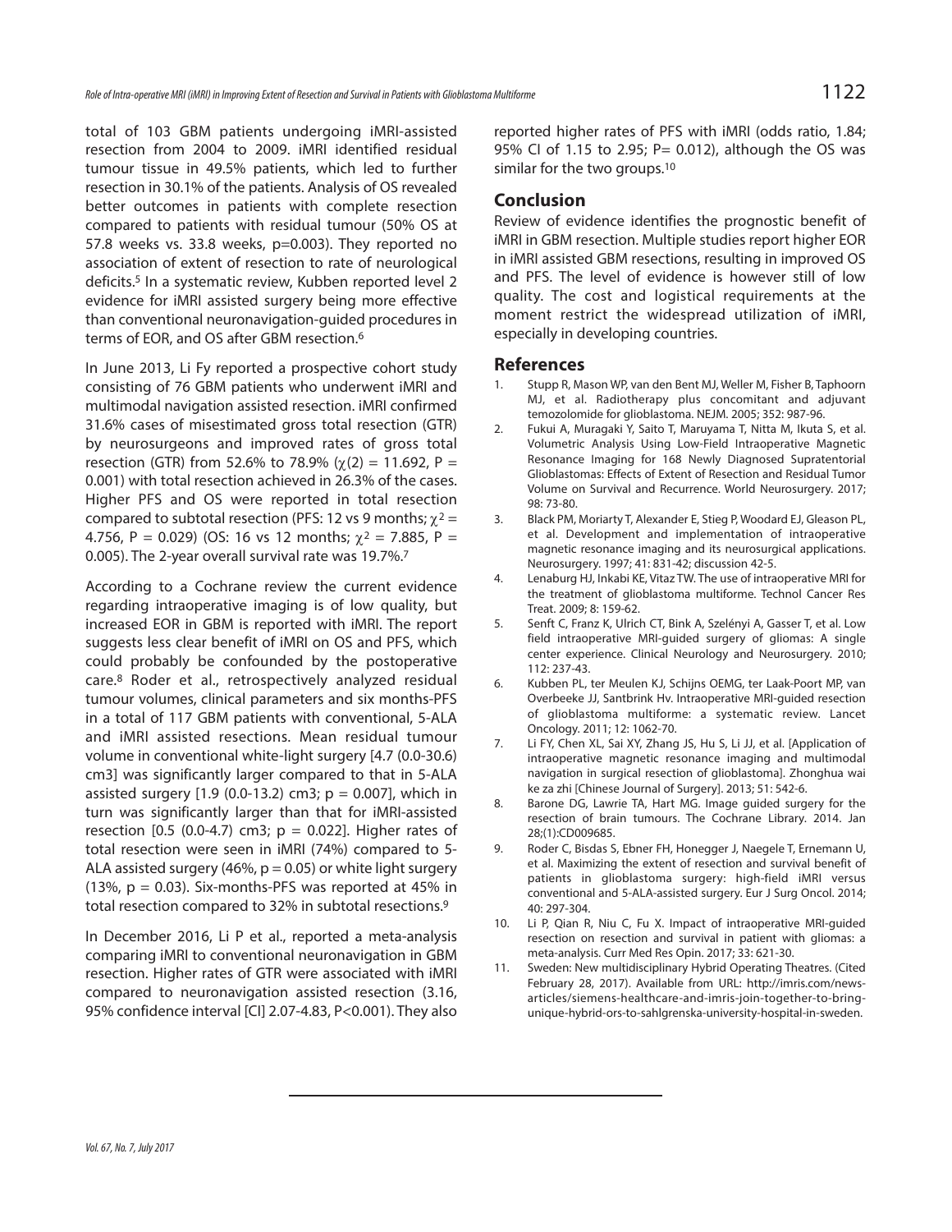total of 103 GBM patients undergoing iMRI-assisted resection from 2004 to 2009. iMRI identified residual tumour tissue in 49.5% patients, which led to further resection in 30.1% of the patients. Analysis of OS revealed better outcomes in patients with complete resection compared to patients with residual tumour (50% OS at 57.8 weeks vs. 33.8 weeks, p=0.003). They reported no association of extent of resection to rate of neurological deficits.[5] In a systematic review, Kubben reported level 2 evidence for iMRI assisted surgery being more effective than conventional neuronavigation-guided procedures in terms of EOR, and OS after GBM resection.[6]

In June 2013, Li Fy reported a prospective cohort study consisting of 76 GBM patients who underwent iMRI and multimodal navigation assisted resection. iMRI confirmed 31.6% cases of misestimated gross total resection (GTR) by neurosurgeons and improved rates of gross total resection (GTR) from 52.6% to 78.9% ($\chi(2) = 11.692$, P = 0.001) with total resection achieved in 26.3% of the cases. Higher PFS and OS were reported in total resection compared to subtotal resection (PFS: 12 vs 9 months; $\chi^2 = 4.756$, P = 0.029) (OS: 16 vs 12 months; $\chi^2 = 7.885$, P = 0.005). The 2-year overall survival rate was 19.7%.[7]

According to a Cochrane review the current evidence regarding intraoperative imaging is of low quality, but increased EOR in GBM is reported with iMRI. The report suggests less clear benefit of iMRI on OS and PFS, which could probably be confounded by the postoperative care.[8] Roder et al., retrospectively analyzed residual tumour volumes, clinical parameters and six months-PFS in a total of 117 GBM patients with conventional, 5-ALA and iMRI assisted resections. Mean residual tumour volume in conventional white-light surgery [4.7 (0.0-30.6) cm3] was significantly larger compared to that in 5-ALA assisted surgery [1.9 (0.0-13.2) cm3; p = 0.007], which in turn was significantly larger than that for iMRI-assisted resection [0.5 (0.0-4.7) cm3; p = 0.022]. Higher rates of total resection were seen in iMRI (74%) compared to 5-ALA assisted surgery (46%, p = 0.05) or white light surgery (13%, p = 0.03). Six-months-PFS was reported at 45% in total resection compared to 32% in subtotal resections.[9]

In December 2016, Li P et al., reported a meta-analysis comparing iMRI to conventional neuronavigation in GBM resection. Higher rates of GTR were associated with iMRI compared to neuronavigation assisted resection (3.16, 95% confidence interval [CI] 2.07-4.83, P<0.001). They also reported higher rates of PFS with iMRI (odds ratio, 1.84; 95% CI of 1.15 to 2.95; P= 0.012), although the OS was similar for the two groups.[10]

## Conclusion

Review of evidence identifies the prognostic benefit of iMRI in GBM resection. Multiple studies report higher EOR in iMRI assisted GBM resections, resulting in improved OS and PFS. The level of evidence is however still of low quality. The cost and logistical requirements at the moment restrict the widespread utilization of iMRI, especially in developing countries.

## References

1. Stupp R, Mason WP, van den Bent MJ, Weller M, Fisher B, Taphoorn MJ, et al. Radiotherapy plus concomitant and adjuvant temozolomide for glioblastoma. NEJM. 2005; 352: 987-96.
2. Fukui A, Muragaki Y, Saito T, Maruyama T, Nitta M, Ikuta S, et al. Volumetric Analysis Using Low-Field Intraoperative Magnetic Resonance Imaging for 168 Newly Diagnosed Supratentorial Glioblastomas: Effects of Extent of Resection and Residual Tumor Volume on Survival and Recurrence. World Neurosurgery. 2017; 98: 73-80.
3. Black PM, Moriarty T, Alexander E, Stieg P, Woodard EJ, Gleason PL, et al. Development and implementation of intraoperative magnetic resonance imaging and its neurosurgical applications. Neurosurgery. 1997; 41: 831-42; discussion 42-5.
4. Lenaburg HJ, Inkabi KE, Vitaz TW. The use of intraoperative MRI for the treatment of glioblastoma multiforme. Technol Cancer Res Treat. 2009; 8: 159-62.
5. Senft C, Franz K, Ulrich CT, Bink A, Szelényi A, Gasser T, et al. Low field intraoperative MRI-guided surgery of gliomas: A single center experience. Clinical Neurology and Neurosurgery. 2010; 112: 237-43.
6. Kubben PL, ter Meulen KJ, Schijns OEMG, ter Laak-Poort MP, van Overbeeke JJ, Santbrink Hv. Intraoperative MRI-guided resection of glioblastoma multiforme: a systematic review. Lancet Oncology. 2011; 12: 1062-70.
7. Li FY, Chen XL, Sai XY, Zhang JS, Hu S, Li JJ, et al. [Application of intraoperative magnetic resonance imaging and multimodal navigation in surgical resection of glioblastoma]. Zhonghua wai ke za zhi [Chinese Journal of Surgery]. 2013; 51: 542-6.
8. Barone DG, Lawrie TA, Hart MG. Image guided surgery for the resection of brain tumours. The Cochrane Library. 2014. Jan 28;(1):CD009685.
9. Roder C, Bisdas S, Ebner FH, Honegger J, Naegele T, Ernemann U, et al. Maximizing the extent of resection and survival benefit of patients in glioblastoma surgery: high-field iMRI versus conventional and 5-ALA-assisted surgery. Eur J Surg Oncol. 2014; 40: 297-304.
10. Li P, Qian R, Niu C, Fu X. Impact of intraoperative MRI-guided resection on resection and survival in patient with gliomas: a meta-analysis. Curr Med Res Opin. 2017; 33: 621-30.
11. Sweden: New multidisciplinary Hybrid Operating Theatres. (Cited February 28, 2017). Available from URL: http://imris.com/news-articles/siemens-healthcare-and-imris-join-together-to-bring-unique-hybrid-ors-to-sahlgrenska-university-hospital-in-sweden.